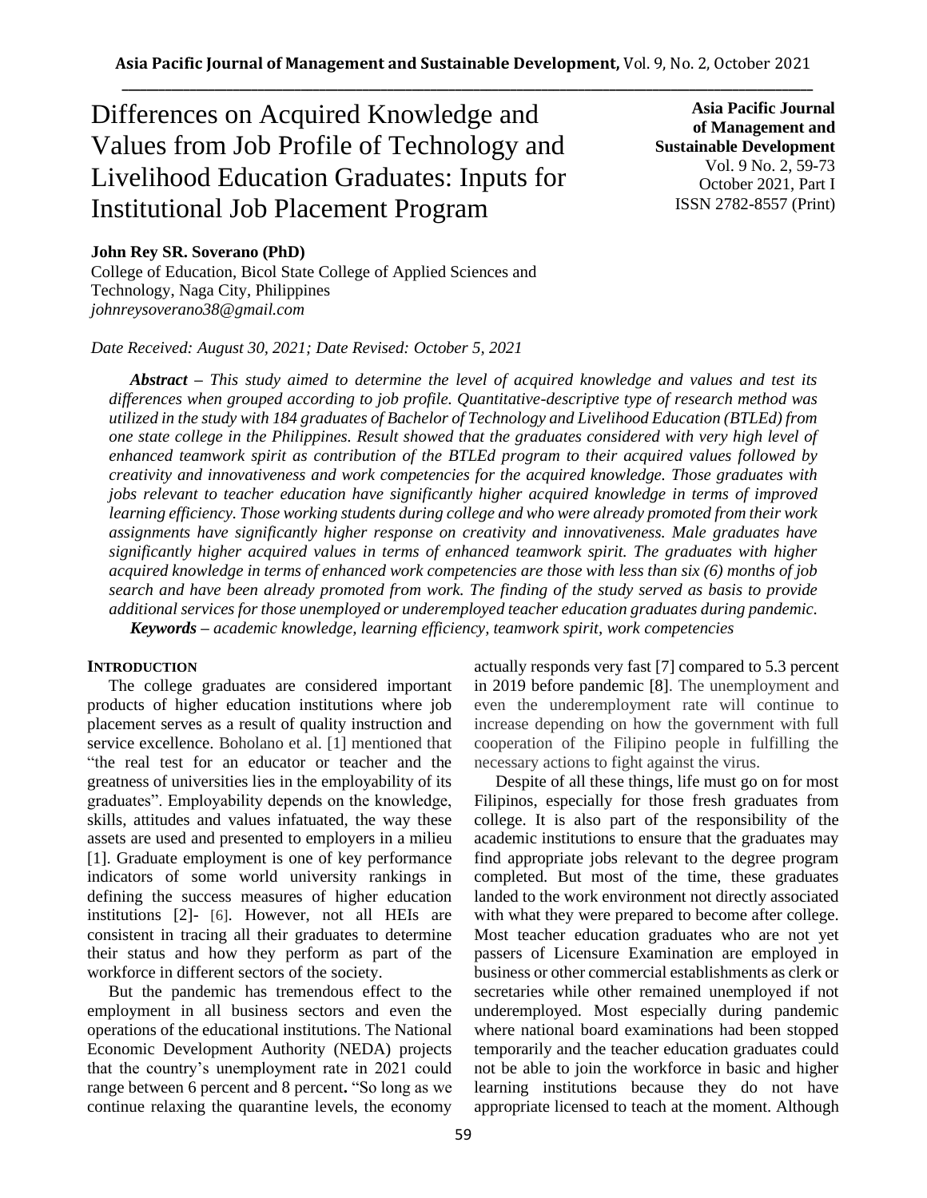# Differences on Acquired Knowledge and Values from Job Profile of Technology and Livelihood Education Graduates: Inputs for Institutional Job Placement Program

**Asia Pacific Journal of Management and Sustainable Development**
Vol. 9 No. 2, 59-73
October 2021, Part I
ISSN 2782-8557 (Print)

**John Rey SR. Soverano (PhD)**
College of Education, Bicol State College of Applied Sciences and Technology, Naga City, Philippines
*johnreysoverano38@gmail.com*

*Date Received: August 30, 2021; Date Revised: October 5, 2021*

***Abstract** – This study aimed to determine the level of acquired knowledge and values and test its differences when grouped according to job profile. Quantitative-descriptive type of research method was utilized in the study with 184 graduates of Bachelor of Technology and Livelihood Education (BTLEd) from one state college in the Philippines. Result showed that the graduates considered with very high level of enhanced teamwork spirit as contribution of the BTLEd program to their acquired values followed by creativity and innovativeness and work competencies for the acquired knowledge. Those graduates with jobs relevant to teacher education have significantly higher acquired knowledge in terms of improved learning efficiency. Those working students during college and who were already promoted from their work assignments have significantly higher response on creativity and innovativeness. Male graduates have significantly higher acquired values in terms of enhanced teamwork spirit. The graduates with higher acquired knowledge in terms of enhanced work competencies are those with less than six (6) months of job search and have been already promoted from work. The finding of the study served as basis to provide additional services for those unemployed or underemployed teacher education graduates during pandemic.*

***Keywords** – academic knowledge, learning efficiency, teamwork spirit, work competencies*

## INTRODUCTION

The college graduates are considered important products of higher education institutions where job placement serves as a result of quality instruction and service excellence. Boholano et al. [1] mentioned that "the real test for an educator or teacher and the greatness of universities lies in the employability of its graduates". Employability depends on the knowledge, skills, attitudes and values infatuated, the way these assets are used and presented to employers in a milieu [1]. Graduate employment is one of key performance indicators of some world university rankings in defining the success measures of higher education institutions [2]- [6]. However, not all HEIs are consistent in tracing all their graduates to determine their status and how they perform as part of the workforce in different sectors of the society.

But the pandemic has tremendous effect to the employment in all business sectors and even the operations of the educational institutions. The National Economic Development Authority (NEDA) projects that the country's unemployment rate in 2021 could range between 6 percent and 8 percent**.** "So long as we continue relaxing the quarantine levels, the economy actually responds very fast [7] compared to 5.3 percent in 2019 before pandemic [8]. The unemployment and even the underemployment rate will continue to increase depending on how the government with full cooperation of the Filipino people in fulfilling the necessary actions to fight against the virus.

Despite of all these things, life must go on for most Filipinos, especially for those fresh graduates from college. It is also part of the responsibility of the academic institutions to ensure that the graduates may find appropriate jobs relevant to the degree program completed. But most of the time, these graduates landed to the work environment not directly associated with what they were prepared to become after college. Most teacher education graduates who are not yet passers of Licensure Examination are employed in business or other commercial establishments as clerk or secretaries while other remained unemployed if not underemployed. Most especially during pandemic where national board examinations had been stopped temporarily and the teacher education graduates could not be able to join the workforce in basic and higher learning institutions because they do not have appropriate licensed to teach at the moment. Although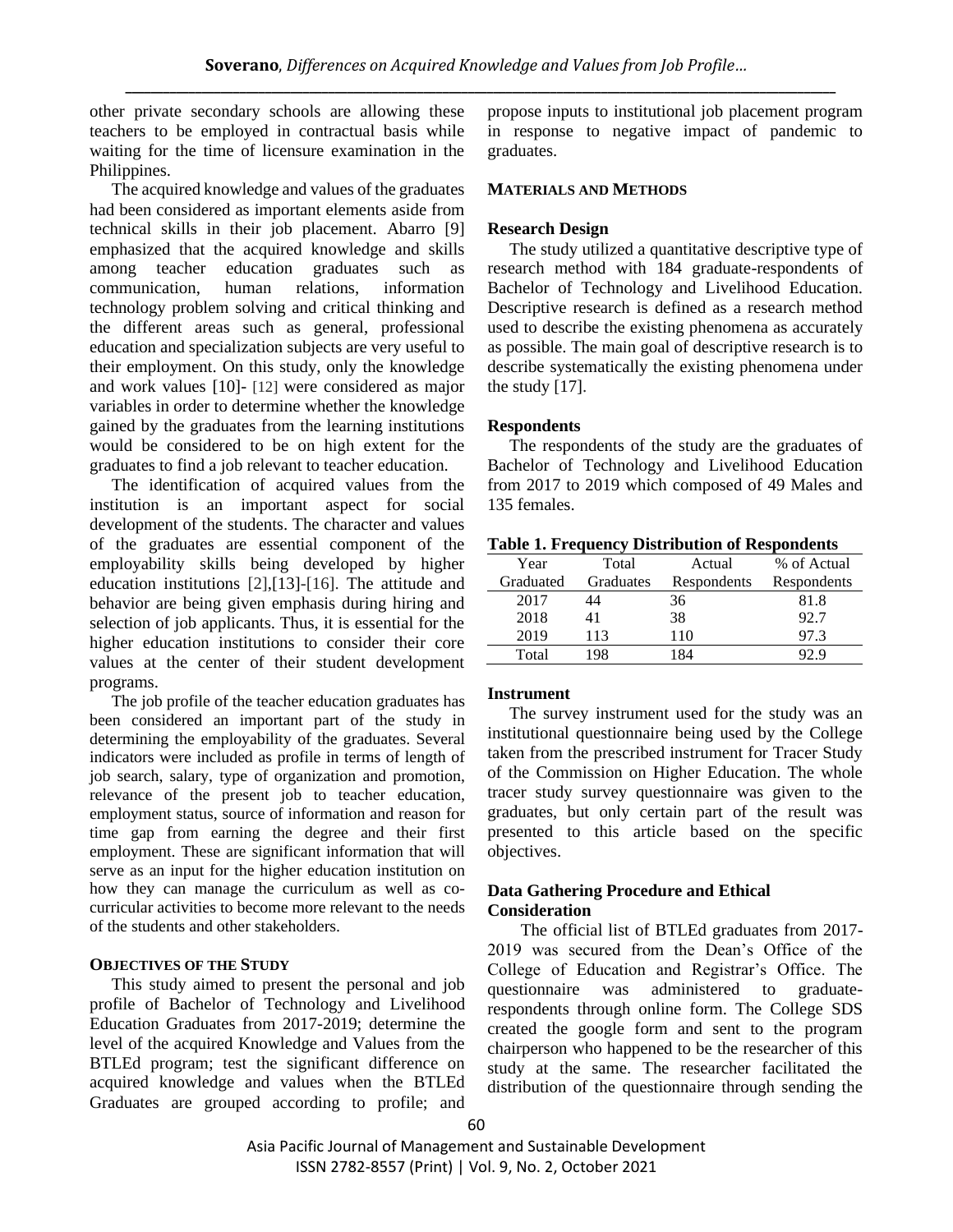other private secondary schools are allowing these teachers to be employed in contractual basis while waiting for the time of licensure examination in the Philippines.

The acquired knowledge and values of the graduates had been considered as important elements aside from technical skills in their job placement. Abarro [9] emphasized that the acquired knowledge and skills among teacher education graduates such as communication, human relations, information technology problem solving and critical thinking and the different areas such as general, professional education and specialization subjects are very useful to their employment. On this study, only the knowledge and work values [10]- [12] were considered as major variables in order to determine whether the knowledge gained by the graduates from the learning institutions would be considered to be on high extent for the graduates to find a job relevant to teacher education.

The identification of acquired values from the institution is an important aspect for social development of the students. The character and values of the graduates are essential component of the employability skills being developed by higher education institutions [2],[13]-[16]. The attitude and behavior are being given emphasis during hiring and selection of job applicants. Thus, it is essential for the higher education institutions to consider their core values at the center of their student development programs.

The job profile of the teacher education graduates has been considered an important part of the study in determining the employability of the graduates. Several indicators were included as profile in terms of length of job search, salary, type of organization and promotion, relevance of the present job to teacher education, employment status, source of information and reason for time gap from earning the degree and their first employment. These are significant information that will serve as an input for the higher education institution on how they can manage the curriculum as well as co-curricular activities to become more relevant to the needs of the students and other stakeholders.

## OBJECTIVES OF THE STUDY

This study aimed to present the personal and job profile of Bachelor of Technology and Livelihood Education Graduates from 2017-2019; determine the level of the acquired Knowledge and Values from the BTLEd program; test the significant difference on acquired knowledge and values when the BTLEd Graduates are grouped according to profile; and propose inputs to institutional job placement program in response to negative impact of pandemic to graduates.

## MATERIALS AND METHODS

### Research Design

The study utilized a quantitative descriptive type of research method with 184 graduate-respondents of Bachelor of Technology and Livelihood Education. Descriptive research is defined as a research method used to describe the existing phenomena as accurately as possible. The main goal of descriptive research is to describe systematically the existing phenomena under the study [17].

### Respondents

The respondents of the study are the graduates of Bachelor of Technology and Livelihood Education from 2017 to 2019 which composed of 49 Males and 135 females.

**Table 1. Frequency Distribution of Respondents**

| Year Graduated | Total Graduates | Actual Respondents | % of Actual Respondents |
|---|---|---|---|
| 2017 | 44 | 36 | 81.8 |
| 2018 | 41 | 38 | 92.7 |
| 2019 | 113 | 110 | 97.3 |
| Total | 198 | 184 | 92.9 |

### Instrument

The survey instrument used for the study was an institutional questionnaire being used by the College taken from the prescribed instrument for Tracer Study of the Commission on Higher Education. The whole tracer study survey questionnaire was given to the graduates, but only certain part of the result was presented to this article based on the specific objectives.

### Data Gathering Procedure and Ethical Consideration

The official list of BTLEd graduates from 2017-2019 was secured from the Dean's Office of the College of Education and Registrar's Office. The questionnaire was administered to graduate-respondents through online form. The College SDS created the google form and sent to the program chairperson who happened to be the researcher of this study at the same. The researcher facilitated the distribution of the questionnaire through sending the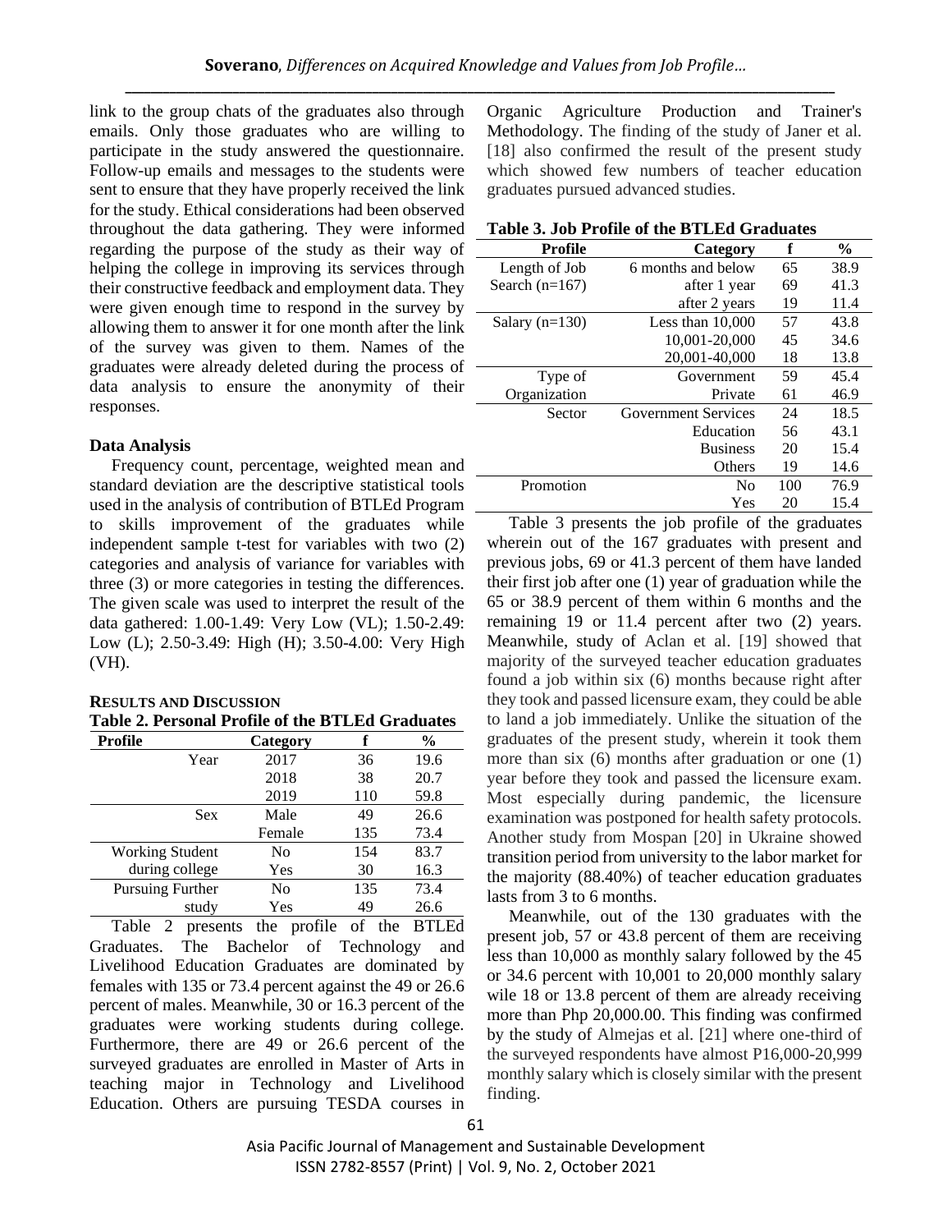link to the group chats of the graduates also through emails. Only those graduates who are willing to participate in the study answered the questionnaire. Follow-up emails and messages to the students were sent to ensure that they have properly received the link for the study. Ethical considerations had been observed throughout the data gathering. They were informed regarding the purpose of the study as their way of helping the college in improving its services through their constructive feedback and employment data. They were given enough time to respond in the survey by allowing them to answer it for one month after the link of the survey was given to them. Names of the graduates were already deleted during the process of data analysis to ensure the anonymity of their responses.

**Data Analysis**

Frequency count, percentage, weighted mean and standard deviation are the descriptive statistical tools used in the analysis of contribution of BTLEd Program to skills improvement of the graduates while independent sample t-test for variables with two (2) categories and analysis of variance for variables with three (3) or more categories in testing the differences. The given scale was used to interpret the result of the data gathered: 1.00-1.49: Very Low (VL); 1.50-2.49: Low (L); 2.50-3.49: High (H); 3.50-4.00: Very High (VH).

## RESULTS AND DISCUSSION

**Table 2. Personal Profile of the BTLEd Graduates**

| Profile | Category | f | % |
|---|---|---|---|
| Year | 2017 | 36 | 19.6 |
| | 2018 | 38 | 20.7 |
| | 2019 | 110 | 59.8 |
| Sex | Male | 49 | 26.6 |
| | Female | 135 | 73.4 |
| Working Student during college | No | 154 | 83.7 |
| | Yes | 30 | 16.3 |
| Pursuing Further study | No | 135 | 73.4 |
| | Yes | 49 | 26.6 |

Table 2 presents the profile of the BTLEd Graduates. The Bachelor of Technology and Livelihood Education Graduates are dominated by females with 135 or 73.4 percent against the 49 or 26.6 percent of males. Meanwhile, 30 or 16.3 percent of the graduates were working students during college. Furthermore, there are 49 or 26.6 percent of the surveyed graduates are enrolled in Master of Arts in teaching major in Technology and Livelihood Education. Others are pursuing TESDA courses in Organic Agriculture Production and Trainer's Methodology. The finding of the study of Janer et al. [18] also confirmed the result of the present study which showed few numbers of teacher education graduates pursued advanced studies.

**Table 3. Job Profile of the BTLEd Graduates**

| Profile | Category | f | % |
|---|---|---|---|
| Length of Job Search (n=167) | 6 months and below | 65 | 38.9 |
| | after 1 year | 69 | 41.3 |
| | after 2 years | 19 | 11.4 |
| Salary (n=130) | Less than 10,000 | 57 | 43.8 |
| | 10,001-20,000 | 45 | 34.6 |
| | 20,001-40,000 | 18 | 13.8 |
| Type of Organization | Government | 59 | 45.4 |
| | Private | 61 | 46.9 |
| Sector | Government Services | 24 | 18.5 |
| | Education | 56 | 43.1 |
| | Business | 20 | 15.4 |
| | Others | 19 | 14.6 |
| Promotion | No | 100 | 76.9 |
| | Yes | 20 | 15.4 |

Table 3 presents the job profile of the graduates wherein out of the 167 graduates with present and previous jobs, 69 or 41.3 percent of them have landed their first job after one (1) year of graduation while the 65 or 38.9 percent of them within 6 months and the remaining 19 or 11.4 percent after two (2) years. Meanwhile, study of Aclan et al. [19] showed that majority of the surveyed teacher education graduates found a job within six (6) months because right after they took and passed licensure exam, they could be able to land a job immediately. Unlike the situation of the graduates of the present study, wherein it took them more than six (6) months after graduation or one (1) year before they took and passed the licensure exam. Most especially during pandemic, the licensure examination was postponed for health safety protocols. Another study from Mospan [20] in Ukraine showed transition period from university to the labor market for the majority (88.40%) of teacher education graduates lasts from 3 to 6 months.

Meanwhile, out of the 130 graduates with the present job, 57 or 43.8 percent of them are receiving less than 10,000 as monthly salary followed by the 45 or 34.6 percent with 10,001 to 20,000 monthly salary wile 18 or 13.8 percent of them are already receiving more than Php 20,000.00. This finding was confirmed by the study of Almejas et al. [21] where one-third of the surveyed respondents have almost P16,000-20,999 monthly salary which is closely similar with the present finding.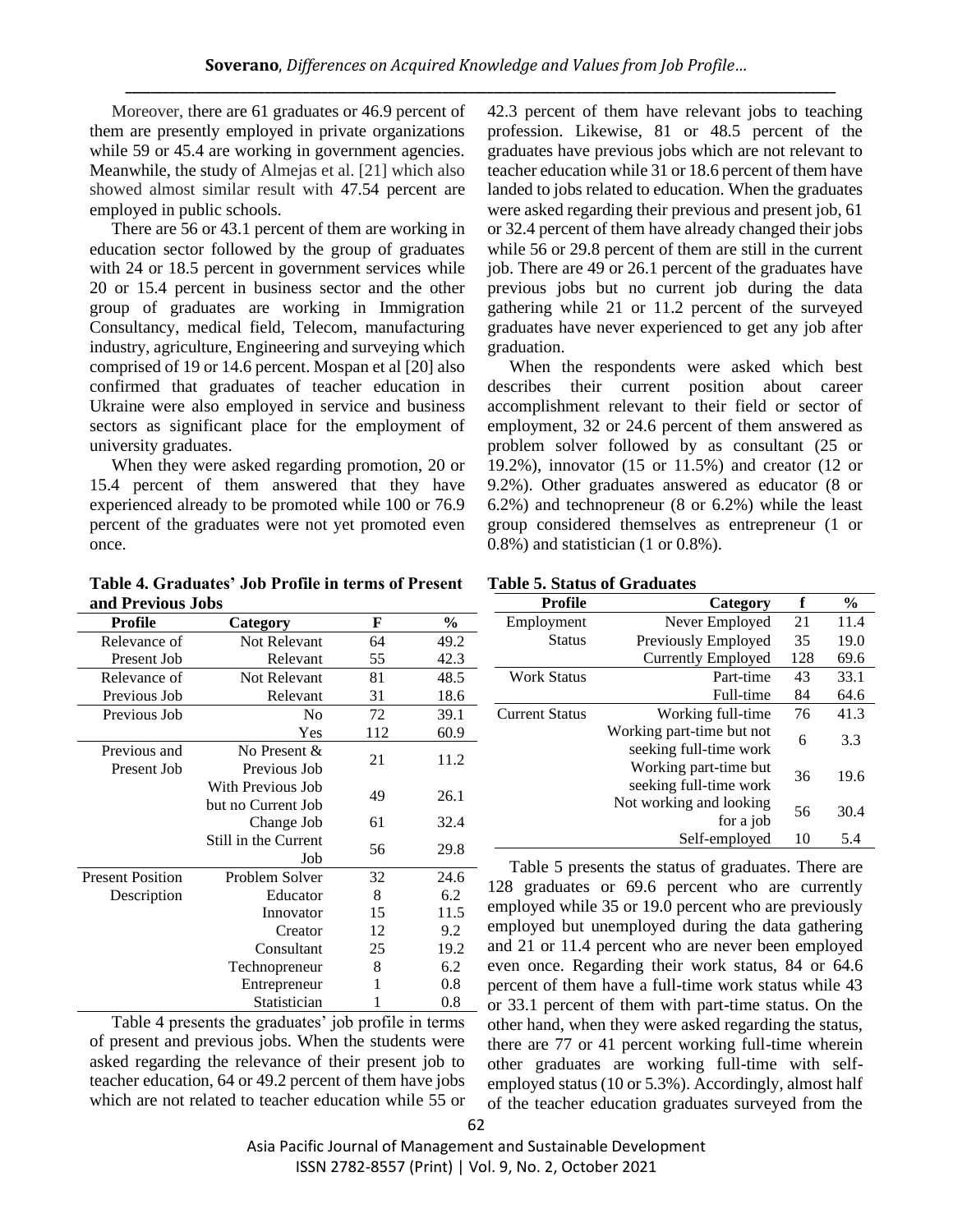Moreover, there are 61 graduates or 46.9 percent of them are presently employed in private organizations while 59 or 45.4 are working in government agencies. Meanwhile, the study of Almejas et al. [21] which also showed almost similar result with 47.54 percent are employed in public schools.

There are 56 or 43.1 percent of them are working in education sector followed by the group of graduates with 24 or 18.5 percent in government services while 20 or 15.4 percent in business sector and the other group of graduates are working in Immigration Consultancy, medical field, Telecom, manufacturing industry, agriculture, Engineering and surveying which comprised of 19 or 14.6 percent. Mospan et al [20] also confirmed that graduates of teacher education in Ukraine were also employed in service and business sectors as significant place for the employment of university graduates.

When they were asked regarding promotion, 20 or 15.4 percent of them answered that they have experienced already to be promoted while 100 or 76.9 percent of the graduates were not yet promoted even once.

**Table 4. Graduates' Job Profile in terms of Present and Previous Jobs**

| Profile | Category | F | % |
|---|---|---|---|
| Relevance of Present Job | Not Relevant | 64 | 49.2 |
| | Relevant | 55 | 42.3 |
| Relevance of Previous Job | Not Relevant | 81 | 48.5 |
| | Relevant | 31 | 18.6 |
| Previous Job | No | 72 | 39.1 |
| | Yes | 112 | 60.9 |
| Previous and Present Job | No Present & Previous Job | 21 | 11.2 |
| | With Previous Job but no Current Job | 49 | 26.1 |
| | Change Job | 61 | 32.4 |
| | Still in the Current Job | 56 | 29.8 |
| Present Position Description | Problem Solver | 32 | 24.6 |
| | Educator | 8 | 6.2 |
| | Innovator | 15 | 11.5 |
| | Creator | 12 | 9.2 |
| | Consultant | 25 | 19.2 |
| | Technopreneur | 8 | 6.2 |
| | Entrepreneur | 1 | 0.8 |
| | Statistician | 1 | 0.8 |

Table 4 presents the graduates' job profile in terms of present and previous jobs. When the students were asked regarding the relevance of their present job to teacher education, 64 or 49.2 percent of them have jobs which are not related to teacher education while 55 or 42.3 percent of them have relevant jobs to teaching profession. Likewise, 81 or 48.5 percent of the graduates have previous jobs which are not relevant to teacher education while 31 or 18.6 percent of them have landed to jobs related to education. When the graduates were asked regarding their previous and present job, 61 or 32.4 percent of them have already changed their jobs while 56 or 29.8 percent of them are still in the current job. There are 49 or 26.1 percent of the graduates have previous jobs but no current job during the data gathering while 21 or 11.2 percent of the surveyed graduates have never experienced to get any job after graduation.

When the respondents were asked which best describes their current position about career accomplishment relevant to their field or sector of employment, 32 or 24.6 percent of them answered as problem solver followed by as consultant (25 or 19.2%), innovator (15 or 11.5%) and creator (12 or 9.2%). Other graduates answered as educator (8 or 6.2%) and technopreneur (8 or 6.2%) while the least group considered themselves as entrepreneur (1 or 0.8%) and statistician (1 or 0.8%).

**Table 5. Status of Graduates**

| Profile | Category | f | % |
|---|---|---|---|
| Employment Status | Never Employed | 21 | 11.4 |
| | Previously Employed | 35 | 19.0 |
| | Currently Employed | 128 | 69.6 |
| Work Status | Part-time | 43 | 33.1 |
| | Full-time | 84 | 64.6 |
| Current Status | Working full-time | 76 | 41.3 |
| | Working part-time but not seeking full-time work | 6 | 3.3 |
| | Working part-time but seeking full-time work | 36 | 19.6 |
| | Not working and looking for a job | 56 | 30.4 |
| | Self-employed | 10 | 5.4 |

Table 5 presents the status of graduates. There are 128 graduates or 69.6 percent who are currently employed while 35 or 19.0 percent who are previously employed but unemployed during the data gathering and 21 or 11.4 percent who are never been employed even once. Regarding their work status, 84 or 64.6 percent of them have a full-time work status while 43 or 33.1 percent of them with part-time status. On the other hand, when they were asked regarding the status, there are 77 or 41 percent working full-time wherein other graduates are working full-time with self-employed status (10 or 5.3%). Accordingly, almost half of the teacher education graduates surveyed from the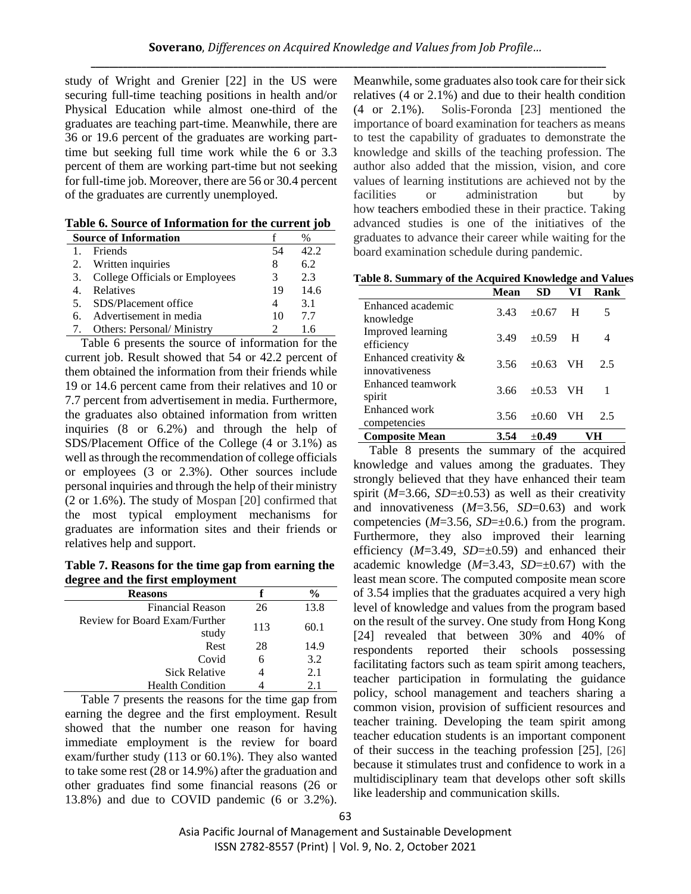study of Wright and Grenier [22] in the US were securing full-time teaching positions in health and/or Physical Education while almost one-third of the graduates are teaching part-time. Meanwhile, there are 36 or 19.6 percent of the graduates are working part-time but seeking full time work while the 6 or 3.3 percent of them are working part-time but not seeking for full-time job. Moreover, there are 56 or 30.4 percent of the graduates are currently unemployed.

**Table 6. Source of Information for the current job**

| Source of Information | f | % |
|---|---|---|
| 1. Friends | 54 | 42.2 |
| 2. Written inquiries | 8 | 6.2 |
| 3. College Officials or Employees | 3 | 2.3 |
| 4. Relatives | 19 | 14.6 |
| 5. SDS/Placement office | 4 | 3.1 |
| 6. Advertisement in media | 10 | 7.7 |
| 7. Others: Personal/ Ministry | 2 | 1.6 |

Table 6 presents the source of information for the current job. Result showed that 54 or 42.2 percent of them obtained the information from their friends while 19 or 14.6 percent came from their relatives and 10 or 7.7 percent from advertisement in media. Furthermore, the graduates also obtained information from written inquiries (8 or 6.2%) and through the help of SDS/Placement Office of the College (4 or 3.1%) as well as through the recommendation of college officials or employees (3 or 2.3%). Other sources include personal inquiries and through the help of their ministry (2 or 1.6%). The study of Mospan [20] confirmed that the most typical employment mechanisms for graduates are information sites and their friends or relatives help and support.

**Table 7. Reasons for the time gap from earning the degree and the first employment**

| Reasons | f | % |
|---|---|---|
| Financial Reason | 26 | 13.8 |
| Review for Board Exam/Further study | 113 | 60.1 |
| Rest | 28 | 14.9 |
| Covid | 6 | 3.2 |
| Sick Relative | 4 | 2.1 |
| Health Condition | 4 | 2.1 |

Table 7 presents the reasons for the time gap from earning the degree and the first employment. Result showed that the number one reason for having immediate employment is the review for board exam/further study (113 or 60.1%). They also wanted to take some rest (28 or 14.9%) after the graduation and other graduates find some financial reasons (26 or 13.8%) and due to COVID pandemic (6 or 3.2%). Meanwhile, some graduates also took care for their sick relatives (4 or 2.1%) and due to their health condition (4 or 2.1%). Solis-Foronda [23] mentioned the importance of board examination for teachers as means to test the capability of graduates to demonstrate the knowledge and skills of the teaching profession. The author also added that the mission, vision, and core values of learning institutions are achieved not by the facilities or administration but by how teachers embodied these in their practice. Taking advanced studies is one of the initiatives of the graduates to advance their career while waiting for the board examination schedule during pandemic.

**Table 8. Summary of the Acquired Knowledge and Values**

| | Mean | SD | VI | Rank |
|---|---|---|---|---|
| Enhanced academic knowledge | 3.43 | ±0.67 | H | 5 |
| Improved learning efficiency | 3.49 | ±0.59 | H | 4 |
| Enhanced creativity & innovativeness | 3.56 | ±0.63 | VH | 2.5 |
| Enhanced teamwork spirit | 3.66 | ±0.53 | VH | 1 |
| Enhanced work competencies | 3.56 | ±0.60 | VH | 2.5 |
| **Composite Mean** | **3.54** | **±0.49** | **VH** | |

Table 8 presents the summary of the acquired knowledge and values among the graduates. They strongly believed that they have enhanced their team spirit (*M*=3.66, *SD*=±0.53) as well as their creativity and innovativeness (*M*=3.56, *SD*=0.63) and work competencies (*M*=3.56, *SD*=±0.6.) from the program. Furthermore, they also improved their learning efficiency (*M*=3.49, *SD*=±0.59) and enhanced their academic knowledge (*M*=3.43, *SD*=±0.67) with the least mean score. The computed composite mean score of 3.54 implies that the graduates acquired a very high level of knowledge and values from the program based on the result of the survey. One study from Hong Kong [24] revealed that between 30% and 40% of respondents reported their schools possessing facilitating factors such as team spirit among teachers, teacher participation in formulating the guidance policy, school management and teachers sharing a common vision, provision of sufficient resources and teacher training. Developing the team spirit among teacher education students is an important component of their success in the teaching profession [25], [26] because it stimulates trust and confidence to work in a multidisciplinary team that develops other soft skills like leadership and communication skills.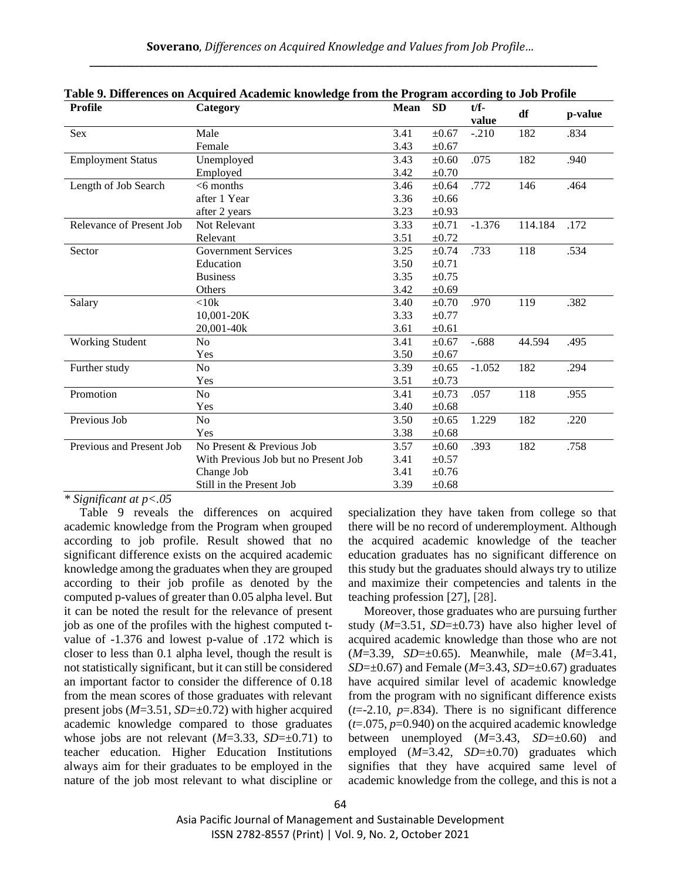**Table 9. Differences on Acquired Academic knowledge from the Program according to Job Profile**

| Profile | Category | Mean | SD | t/f-value | df | p-value |
|---|---|---|---|---|---|---|
| Sex | Male | 3.41 | ±0.67 | -.210 | 182 | .834 |
| | Female | 3.43 | ±0.67 | | | |
| Employment Status | Unemployed | 3.43 | ±0.60 | .075 | 182 | .940 |
| | Employed | 3.42 | ±0.70 | | | |
| Length of Job Search | <6 months | 3.46 | ±0.64 | .772 | 146 | .464 |
| | after 1 Year | 3.36 | ±0.66 | | | |
| | after 2 years | 3.23 | ±0.93 | | | |
| Relevance of Present Job | Not Relevant | 3.33 | ±0.71 | -1.376 | 114.184 | .172 |
| | Relevant | 3.51 | ±0.72 | | | |
| Sector | Government Services | 3.25 | ±0.74 | .733 | 118 | .534 |
| | Education | 3.50 | ±0.71 | | | |
| | Business | 3.35 | ±0.75 | | | |
| | Others | 3.42 | ±0.69 | | | |
| Salary | <10k | 3.40 | ±0.70 | .970 | 119 | .382 |
| | 10,001-20K | 3.33 | ±0.77 | | | |
| | 20,001-40k | 3.61 | ±0.61 | | | |
| Working Student | No | 3.41 | ±0.67 | -.688 | 44.594 | .495 |
| | Yes | 3.50 | ±0.67 | | | |
| Further study | No | 3.39 | ±0.65 | -1.052 | 182 | .294 |
| | Yes | 3.51 | ±0.73 | | | |
| Promotion | No | 3.41 | ±0.73 | .057 | 118 | .955 |
| | Yes | 3.40 | ±0.68 | | | |
| Previous Job | No | 3.50 | ±0.65 | 1.229 | 182 | .220 |
| | Yes | 3.38 | ±0.68 | | | |
| Previous and Present Job | No Present & Previous Job | 3.57 | ±0.60 | .393 | 182 | .758 |
| | With Previous Job but no Present Job | 3.41 | ±0.57 | | | |
| | Change Job | 3.41 | ±0.76 | | | |
| | Still in the Present Job | 3.39 | ±0.68 | | | |

*\* Significant at p<.05*

Table 9 reveals the differences on acquired academic knowledge from the Program when grouped according to job profile. Result showed that no significant difference exists on the acquired academic knowledge among the graduates when they are grouped according to their job profile as denoted by the computed p-values of greater than 0.05 alpha level. But it can be noted the result for the relevance of present job as one of the profiles with the highest computed t-value of -1.376 and lowest p-value of .172 which is closer to less than 0.1 alpha level, though the result is not statistically significant, but it can still be considered an important factor to consider the difference of 0.18 from the mean scores of those graduates with relevant present jobs (*M*=3.51, *SD*=±0.72) with higher acquired academic knowledge compared to those graduates whose jobs are not relevant (*M*=3.33, *SD*=±0.71) to teacher education. Higher Education Institutions always aim for their graduates to be employed in the nature of the job most relevant to what discipline or specialization they have taken from college so that there will be no record of underemployment. Although the acquired academic knowledge of the teacher education graduates has no significant difference on this study but the graduates should always try to utilize and maximize their competencies and talents in the teaching profession [27], [28].

Moreover, those graduates who are pursuing further study (*M*=3.51, *SD*=±0.73) have also higher level of acquired academic knowledge than those who are not (*M*=3.39, *SD*=±0.65). Meanwhile, male (*M*=3.41, *SD*=±0.67) and Female (*M*=3.43, *SD*=±0.67) graduates have acquired similar level of academic knowledge from the program with no significant difference exists (*t*=-2.10, *p*=.834). There is no significant difference (*t*=.075, *p*=0.940) on the acquired academic knowledge between unemployed (*M*=3.43, *SD*=±0.60) and employed (*M*=3.42, *SD*=±0.70) graduates which signifies that they have acquired same level of academic knowledge from the college, and this is not a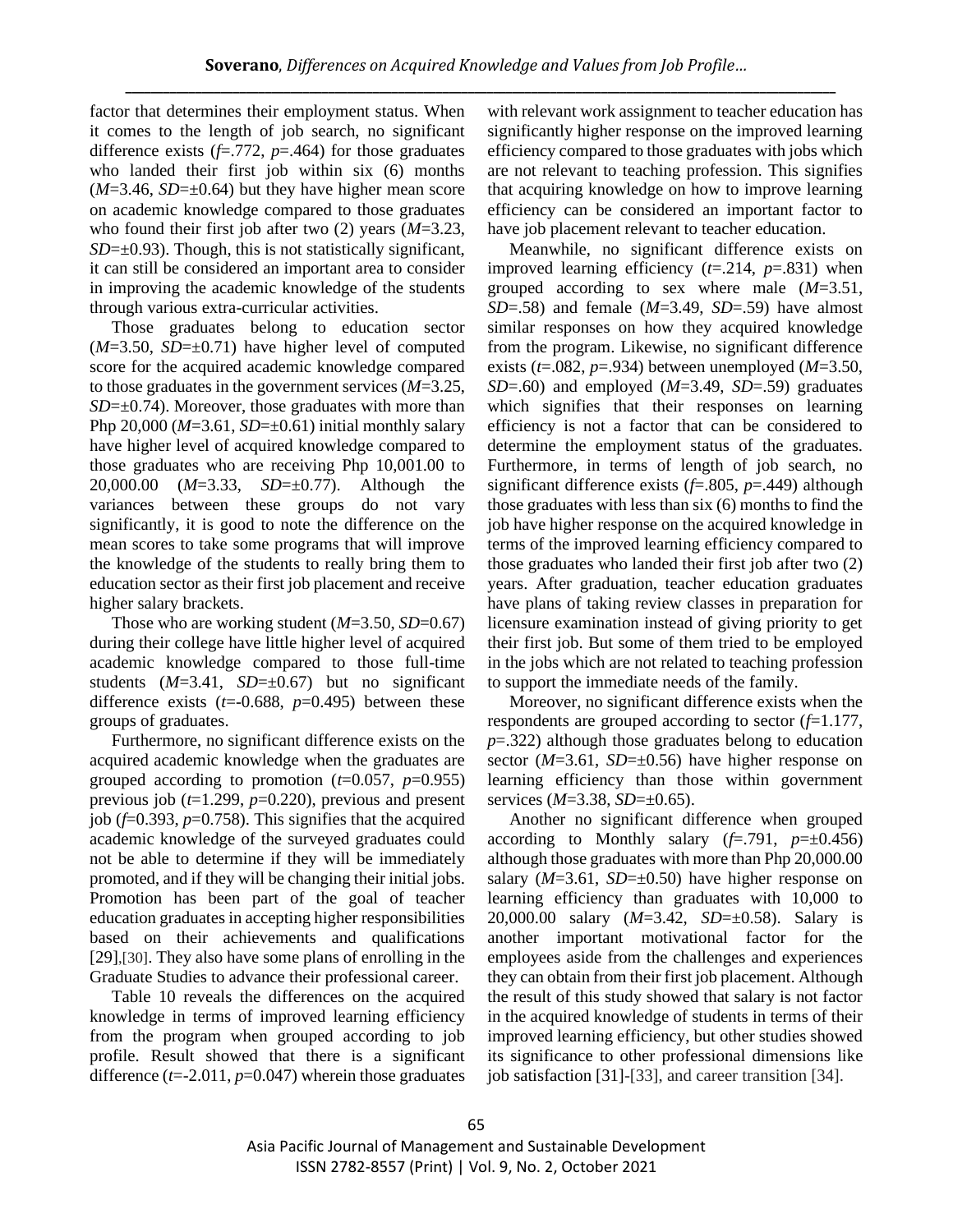factor that determines their employment status. When it comes to the length of job search, no significant difference exists ($f$=.772, $p$=.464) for those graduates who landed their first job within six (6) months ($M$=3.46, $SD$=±0.64) but they have higher mean score on academic knowledge compared to those graduates who found their first job after two (2) years ($M$=3.23, $SD$=±0.93). Though, this is not statistically significant, it can still be considered an important area to consider in improving the academic knowledge of the students through various extra-curricular activities.

Those graduates belong to education sector ($M$=3.50, $SD$=±0.71) have higher level of computed score for the acquired academic knowledge compared to those graduates in the government services ($M$=3.25, $SD$=±0.74). Moreover, those graduates with more than Php 20,000 ($M$=3.61, $SD$=±0.61) initial monthly salary have higher level of acquired knowledge compared to those graduates who are receiving Php 10,001.00 to 20,000.00 ($M$=3.33, $SD$=±0.77). Although the variances between these groups do not vary significantly, it is good to note the difference on the mean scores to take some programs that will improve the knowledge of the students to really bring them to education sector as their first job placement and receive higher salary brackets.

Those who are working student ($M$=3.50, $SD$=0.67) during their college have little higher level of acquired academic knowledge compared to those full-time students ($M$=3.41, $SD$=±0.67) but no significant difference exists ($t$=-0.688, $p$=0.495) between these groups of graduates.

Furthermore, no significant difference exists on the acquired academic knowledge when the graduates are grouped according to promotion ($t$=0.057, $p$=0.955) previous job ($t$=1.299, $p$=0.220), previous and present job ($f$=0.393, $p$=0.758). This signifies that the acquired academic knowledge of the surveyed graduates could not be able to determine if they will be immediately promoted, and if they will be changing their initial jobs. Promotion has been part of the goal of teacher education graduates in accepting higher responsibilities based on their achievements and qualifications [29],[30]. They also have some plans of enrolling in the Graduate Studies to advance their professional career.

Table 10 reveals the differences on the acquired knowledge in terms of improved learning efficiency from the program when grouped according to job profile. Result showed that there is a significant difference ($t$=-2.011, $p$=0.047) wherein those graduates with relevant work assignment to teacher education has significantly higher response on the improved learning efficiency compared to those graduates with jobs which are not relevant to teaching profession. This signifies that acquiring knowledge on how to improve learning efficiency can be considered an important factor to have job placement relevant to teacher education.

Meanwhile, no significant difference exists on improved learning efficiency ($t$=.214, $p$=.831) when grouped according to sex where male ($M$=3.51, $SD$=.58) and female ($M$=3.49, $SD$=.59) have almost similar responses on how they acquired knowledge from the program. Likewise, no significant difference exists ($t$=.082, $p$=.934) between unemployed ($M$=3.50, $SD$=.60) and employed ($M$=3.49, $SD$=.59) graduates which signifies that their responses on learning efficiency is not a factor that can be considered to determine the employment status of the graduates. Furthermore, in terms of length of job search, no significant difference exists ($f$=.805, $p$=.449) although those graduates with less than six (6) months to find the job have higher response on the acquired knowledge in terms of the improved learning efficiency compared to those graduates who landed their first job after two (2) years. After graduation, teacher education graduates have plans of taking review classes in preparation for licensure examination instead of giving priority to get their first job. But some of them tried to be employed in the jobs which are not related to teaching profession to support the immediate needs of the family.

Moreover, no significant difference exists when the respondents are grouped according to sector ($f$=1.177, $p$=.322) although those graduates belong to education sector ($M$=3.61, $SD$=±0.56) have higher response on learning efficiency than those within government services ($M$=3.38, $SD$=±0.65).

Another no significant difference when grouped according to Monthly salary ($f$=.791, $p$=±0.456) although those graduates with more than Php 20,000.00 salary ($M$=3.61, $SD$=±0.50) have higher response on learning efficiency than graduates with 10,000 to 20,000.00 salary ($M$=3.42, $SD$=±0.58). Salary is another important motivational factor for the employees aside from the challenges and experiences they can obtain from their first job placement. Although the result of this study showed that salary is not factor in the acquired knowledge of students in terms of their improved learning efficiency, but other studies showed its significance to other professional dimensions like job satisfaction [31]-[33], and career transition [34].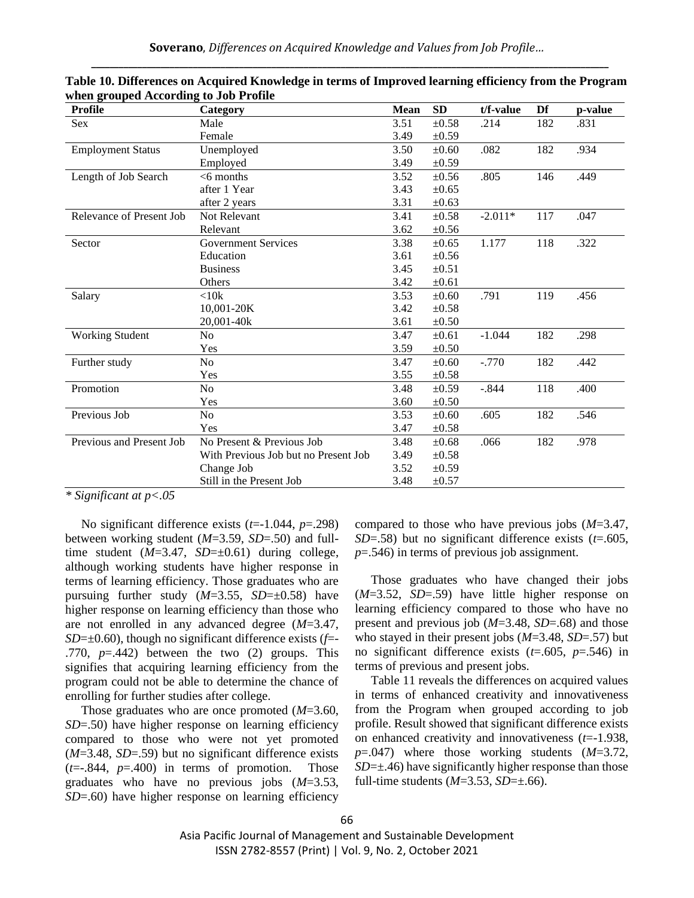**Table 10. Differences on Acquired Knowledge in terms of Improved learning efficiency from the Program when grouped According to Job Profile**

| Profile | Category | Mean | SD | t/f-value | Df | p-value |
|---|---|---|---|---|---|---|
| Sex | Male | 3.51 | ±0.58 | .214 | 182 | .831 |
| | Female | 3.49 | ±0.59 | | | |
| Employment Status | Unemployed | 3.50 | ±0.60 | .082 | 182 | .934 |
| | Employed | 3.49 | ±0.59 | | | |
| Length of Job Search | <6 months | 3.52 | ±0.56 | .805 | 146 | .449 |
| | after 1 Year | 3.43 | ±0.65 | | | |
| | after 2 years | 3.31 | ±0.63 | | | |
| Relevance of Present Job | Not Relevant | 3.41 | ±0.58 | -2.011* | 117 | .047 |
| | Relevant | 3.62 | ±0.56 | | | |
| Sector | Government Services | 3.38 | ±0.65 | 1.177 | 118 | .322 |
| | Education | 3.61 | ±0.56 | | | |
| | Business | 3.45 | ±0.51 | | | |
| | Others | 3.42 | ±0.61 | | | |
| Salary | <10k | 3.53 | ±0.60 | .791 | 119 | .456 |
| | 10,001-20K | 3.42 | ±0.58 | | | |
| | 20,001-40k | 3.61 | ±0.50 | | | |
| Working Student | No | 3.47 | ±0.61 | -1.044 | 182 | .298 |
| | Yes | 3.59 | ±0.50 | | | |
| Further study | No | 3.47 | ±0.60 | -.770 | 182 | .442 |
| | Yes | 3.55 | ±0.58 | | | |
| Promotion | No | 3.48 | ±0.59 | -.844 | 118 | .400 |
| | Yes | 3.60 | ±0.50 | | | |
| Previous Job | No | 3.53 | ±0.60 | .605 | 182 | .546 |
| | Yes | 3.47 | ±0.58 | | | |
| Previous and Present Job | No Present & Previous Job | 3.48 | ±0.68 | .066 | 182 | .978 |
| | With Previous Job but no Present Job | 3.49 | ±0.58 | | | |
| | Change Job | 3.52 | ±0.59 | | | |
| | Still in the Present Job | 3.48 | ±0.57 | | | |

*\* Significant at p<.05*

No significant difference exists (*t*=-1.044, *p*=.298) between working student (*M*=3.59, *SD*=.50) and full-time student (*M*=3.47, *SD*=±0.61) during college, although working students have higher response in terms of learning efficiency. Those graduates who are pursuing further study (*M*=3.55, *SD*=±0.58) have higher response on learning efficiency than those who are not enrolled in any advanced degree (*M*=3.47, *SD*=±0.60), though no significant difference exists (*f*=-.770, *p*=.442) between the two (2) groups. This signifies that acquiring learning efficiency from the program could not be able to determine the chance of enrolling for further studies after college.

Those graduates who are once promoted (*M*=3.60, *SD*=.50) have higher response on learning efficiency compared to those who were not yet promoted (*M*=3.48, *SD*=.59) but no significant difference exists (*t*=-.844, *p*=.400) in terms of promotion. Those graduates who have no previous jobs (*M*=3.53, *SD*=.60) have higher response on learning efficiency compared to those who have previous jobs (*M*=3.47, *SD*=.58) but no significant difference exists (*t*=.605, *p*=.546) in terms of previous job assignment.

Those graduates who have changed their jobs (*M*=3.52, *SD*=.59) have little higher response on learning efficiency compared to those who have no present and previous job (*M*=3.48, *SD*=.68) and those who stayed in their present jobs (*M*=3.48, *SD*=.57) but no significant difference exists (*t*=.605, *p*=.546) in terms of previous and present jobs.

Table 11 reveals the differences on acquired values in terms of enhanced creativity and innovativeness from the Program when grouped according to job profile. Result showed that significant difference exists on enhanced creativity and innovativeness (*t*=-1.938, *p*=.047) where those working students (*M*=3.72, *SD*=±.46) have significantly higher response than those full-time students (*M*=3.53, *SD*=±.66).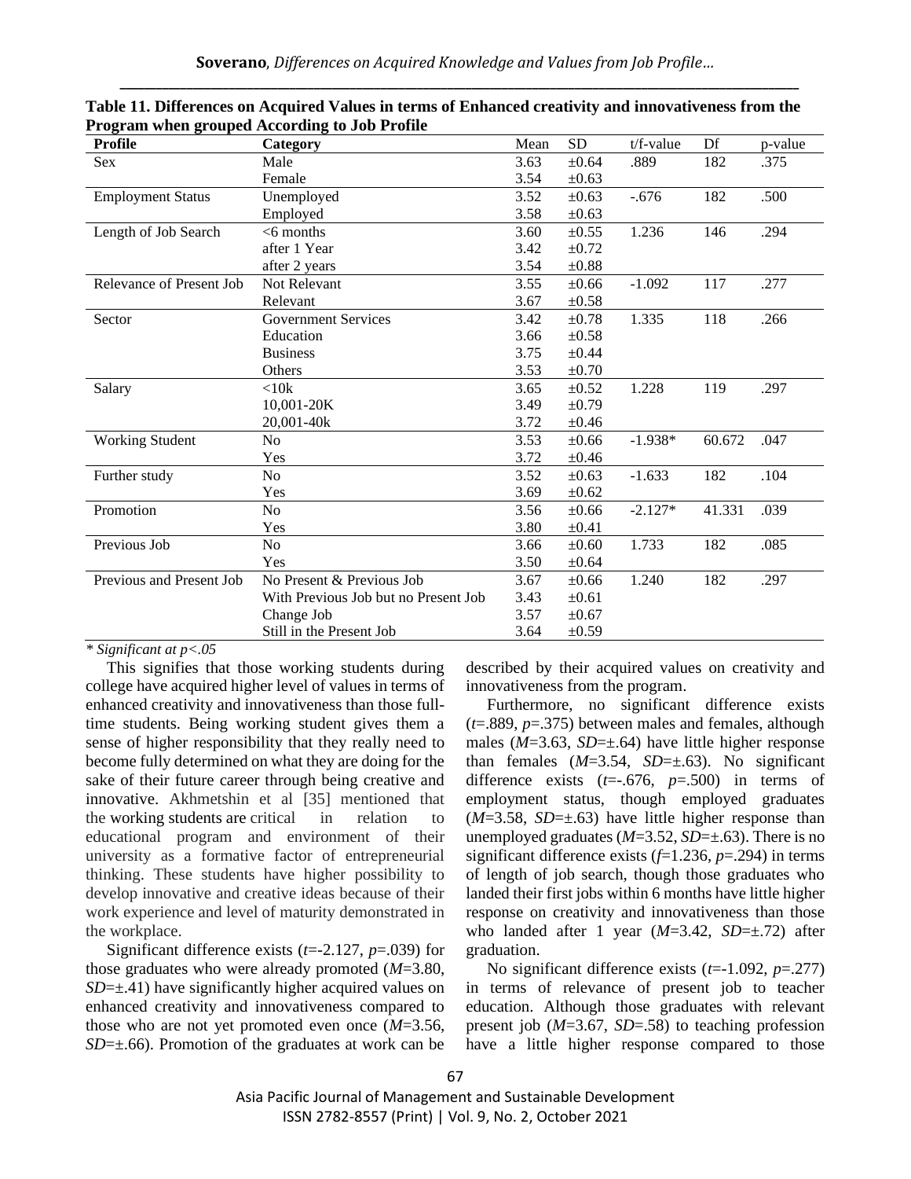**Table 11. Differences on Acquired Values in terms of Enhanced creativity and innovativeness from the Program when grouped According to Job Profile**

| Profile | Category | Mean | SD | t/f-value | Df | p-value |
|---|---|---|---|---|---|---|
| Sex | Male | 3.63 | ±0.64 | .889 | 182 | .375 |
| | Female | 3.54 | ±0.63 | | | |
| Employment Status | Unemployed | 3.52 | ±0.63 | -.676 | 182 | .500 |
| | Employed | 3.58 | ±0.63 | | | |
| Length of Job Search | <6 months | 3.60 | ±0.55 | 1.236 | 146 | .294 |
| | after 1 Year | 3.42 | ±0.72 | | | |
| | after 2 years | 3.54 | ±0.88 | | | |
| Relevance of Present Job | Not Relevant | 3.55 | ±0.66 | -1.092 | 117 | .277 |
| | Relevant | 3.67 | ±0.58 | | | |
| Sector | Government Services | 3.42 | ±0.78 | 1.335 | 118 | .266 |
| | Education | 3.66 | ±0.58 | | | |
| | Business | 3.75 | ±0.44 | | | |
| | Others | 3.53 | ±0.70 | | | |
| Salary | <10k | 3.65 | ±0.52 | 1.228 | 119 | .297 |
| | 10,001-20K | 3.49 | ±0.79 | | | |
| | 20,001-40k | 3.72 | ±0.46 | | | |
| Working Student | No | 3.53 | ±0.66 | -1.938* | 60.672 | .047 |
| | Yes | 3.72 | ±0.46 | | | |
| Further study | No | 3.52 | ±0.63 | -1.633 | 182 | .104 |
| | Yes | 3.69 | ±0.62 | | | |
| Promotion | No | 3.56 | ±0.66 | -2.127* | 41.331 | .039 |
| | Yes | 3.80 | ±0.41 | | | |
| Previous Job | No | 3.66 | ±0.60 | 1.733 | 182 | .085 |
| | Yes | 3.50 | ±0.64 | | | |
| Previous and Present Job | No Present & Previous Job | 3.67 | ±0.66 | 1.240 | 182 | .297 |
| | With Previous Job but no Present Job | 3.43 | ±0.61 | | | |
| | Change Job | 3.57 | ±0.67 | | | |
| | Still in the Present Job | 3.64 | ±0.59 | | | |

*\* Significant at p<.05*

This signifies that those working students during college have acquired higher level of values in terms of enhanced creativity and innovativeness than those full-time students. Being working student gives them a sense of higher responsibility that they really need to become fully determined on what they are doing for the sake of their future career through being creative and innovative. Akhmetshin et al [35] mentioned that the working students are critical in relation to educational program and environment of their university as a formative factor of entrepreneurial thinking. These students have higher possibility to develop innovative and creative ideas because of their work experience and level of maturity demonstrated in the workplace.

Significant difference exists (*t*=-2.127, *p*=.039) for those graduates who were already promoted (*M*=3.80, *SD*=±.41) have significantly higher acquired values on enhanced creativity and innovativeness compared to those who are not yet promoted even once (*M*=3.56, *SD*=±.66). Promotion of the graduates at work can be described by their acquired values on creativity and innovativeness from the program.

Furthermore, no significant difference exists (*t*=.889, *p*=.375) between males and females, although males (*M*=3.63, *SD*=±.64) have little higher response than females (*M*=3.54, *SD*=±.63). No significant difference exists (*t*=-.676, *p*=.500) in terms of employment status, though employed graduates (*M*=3.58, *SD*=±.63) have little higher response than unemployed graduates (*M*=3.52, *SD*=±.63). There is no significant difference exists (*f*=1.236, *p*=.294) in terms of length of job search, though those graduates who landed their first jobs within 6 months have little higher response on creativity and innovativeness than those who landed after 1 year (*M*=3.42, *SD*=±.72) after graduation.

No significant difference exists (*t*=-1.092, *p*=.277) in terms of relevance of present job to teacher education. Although those graduates with relevant present job (*M*=3.67, *SD*=.58) to teaching profession have a little higher response compared to those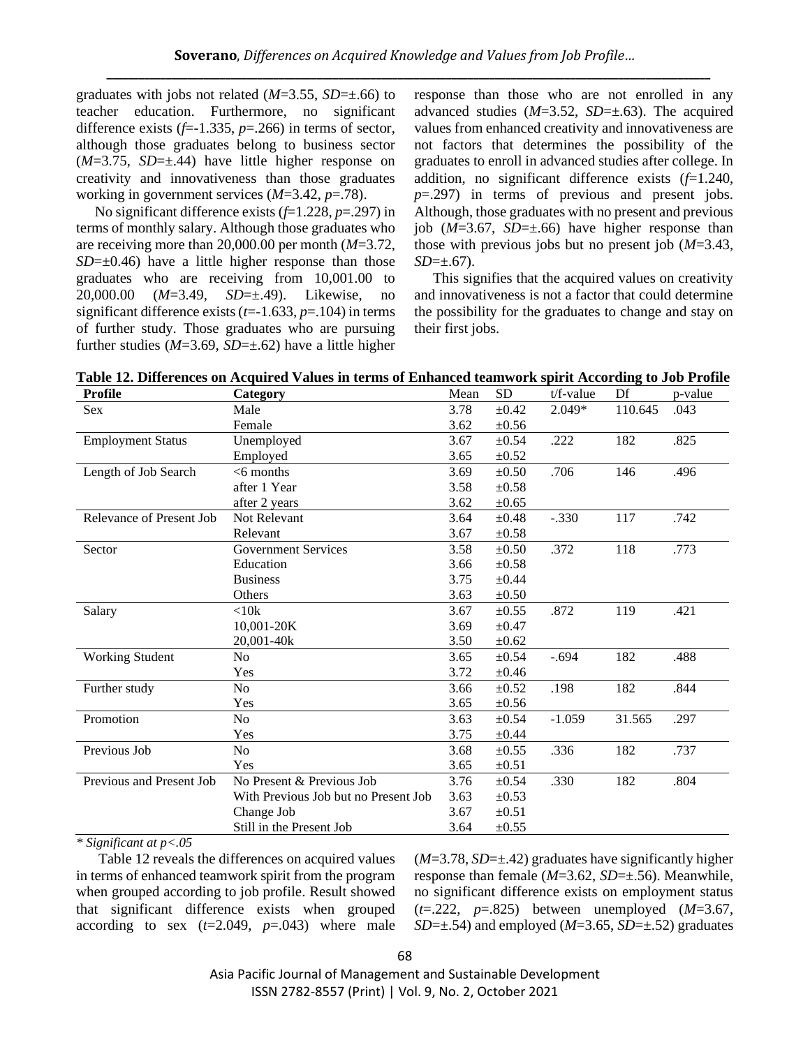graduates with jobs not related (*M*=3.55, *SD*=±.66) to teacher education. Furthermore, no significant difference exists (*f*=-1.335, *p*=.266) in terms of sector, although those graduates belong to business sector (*M*=3.75, *SD*=±.44) have little higher response on creativity and innovativeness than those graduates working in government services (*M*=3.42, *p*=.78).

No significant difference exists (*f*=1.228, *p*=.297) in terms of monthly salary. Although those graduates who are receiving more than 20,000.00 per month (*M*=3.72, *SD*=±0.46) have a little higher response than those graduates who are receiving from 10,001.00 to 20,000.00 (*M*=3.49, *SD*=±.49). Likewise, no significant difference exists (*t*=-1.633, *p*=.104) in terms of further study. Those graduates who are pursuing further studies (*M*=3.69, *SD*=±.62) have a little higher response than those who are not enrolled in any advanced studies (*M*=3.52, *SD*=±.63). The acquired values from enhanced creativity and innovativeness are not factors that determines the possibility of the graduates to enroll in advanced studies after college. In addition, no significant difference exists (*f*=1.240, *p*=.297) in terms of previous and present jobs. Although, those graduates with no present and previous job (*M*=3.67, *SD*=±.66) have higher response than those with previous jobs but no present job (*M*=3.43, *SD*=±.67).

This signifies that the acquired values on creativity and innovativeness is not a factor that could determine the possibility for the graduates to change and stay on their first jobs.

**Table 12. Differences on Acquired Values in terms of Enhanced teamwork spirit According to Job Profile**

| Profile | Category | Mean | SD | t/f-value | Df | p-value |
|---|---|---|---|---|---|---|
| Sex | Male | 3.78 | ±0.42 | 2.049* | 110.645 | .043 |
| | Female | 3.62 | ±0.56 | | | |
| Employment Status | Unemployed | 3.67 | ±0.54 | .222 | 182 | .825 |
| | Employed | 3.65 | ±0.52 | | | |
| Length of Job Search | <6 months | 3.69 | ±0.50 | .706 | 146 | .496 |
| | after 1 Year | 3.58 | ±0.58 | | | |
| | after 2 years | 3.62 | ±0.65 | | | |
| Relevance of Present Job | Not Relevant | 3.64 | ±0.48 | -.330 | 117 | .742 |
| | Relevant | 3.67 | ±0.58 | | | |
| Sector | Government Services | 3.58 | ±0.50 | .372 | 118 | .773 |
| | Education | 3.66 | ±0.58 | | | |
| | Business | 3.75 | ±0.44 | | | |
| | Others | 3.63 | ±0.50 | | | |
| Salary | <10k | 3.67 | ±0.55 | .872 | 119 | .421 |
| | 10,001-20K | 3.69 | ±0.47 | | | |
| | 20,001-40k | 3.50 | ±0.62 | | | |
| Working Student | No | 3.65 | ±0.54 | -.694 | 182 | .488 |
| | Yes | 3.72 | ±0.46 | | | |
| Further study | No | 3.66 | ±0.52 | .198 | 182 | .844 |
| | Yes | 3.65 | ±0.56 | | | |
| Promotion | No | 3.63 | ±0.54 | -1.059 | 31.565 | .297 |
| | Yes | 3.75 | ±0.44 | | | |
| Previous Job | No | 3.68 | ±0.55 | .336 | 182 | .737 |
| | Yes | 3.65 | ±0.51 | | | |
| Previous and Present Job | No Present & Previous Job | 3.76 | ±0.54 | .330 | 182 | .804 |
| | With Previous Job but no Present Job | 3.63 | ±0.53 | | | |
| | Change Job | 3.67 | ±0.51 | | | |
| | Still in the Present Job | 3.64 | ±0.55 | | | |

*\* Significant at p<.05*

Table 12 reveals the differences on acquired values in terms of enhanced teamwork spirit from the program when grouped according to job profile. Result showed that significant difference exists when grouped according to sex (*t*=2.049, *p*=.043) where male (*M*=3.78, *SD*=±.42) graduates have significantly higher response than female (*M*=3.62, *SD*=±.56). Meanwhile, no significant difference exists on employment status (*t*=.222, *p*=.825) between unemployed (*M*=3.67, *SD*=±.54) and employed (*M*=3.65, *SD*=±.52) graduates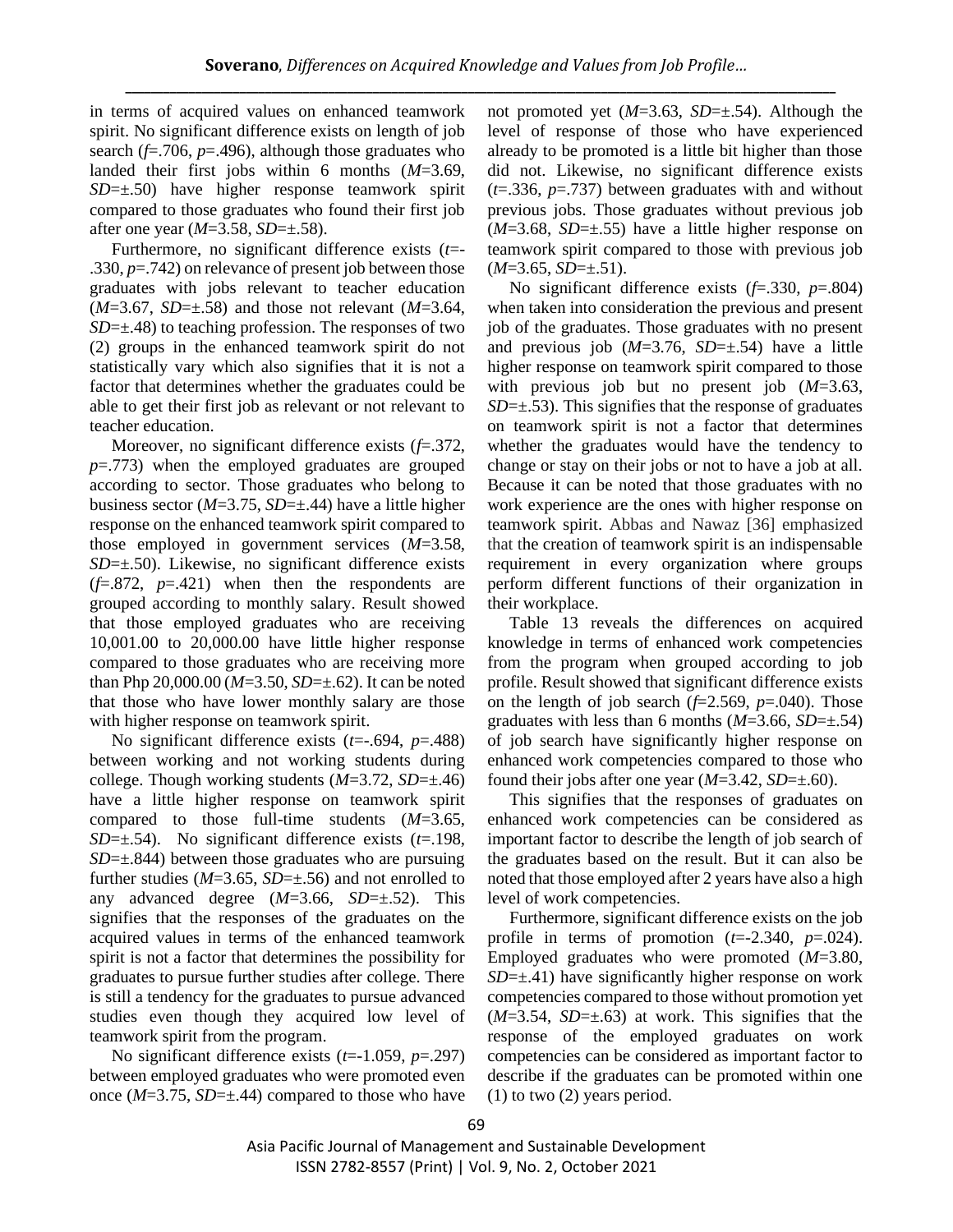in terms of acquired values on enhanced teamwork spirit. No significant difference exists on length of job search ($f$=.706, $p$=.496), although those graduates who landed their first jobs within 6 months ($M$=3.69, $SD$=±.50) have higher response teamwork spirit compared to those graduates who found their first job after one year ($M$=3.58, $SD$=±.58).

Furthermore, no significant difference exists ($t$=-.330, $p$=.742) on relevance of present job between those graduates with jobs relevant to teacher education ($M$=3.67, $SD$=±.58) and those not relevant ($M$=3.64, $SD$=±.48) to teaching profession. The responses of two (2) groups in the enhanced teamwork spirit do not statistically vary which also signifies that it is not a factor that determines whether the graduates could be able to get their first job as relevant or not relevant to teacher education.

Moreover, no significant difference exists ($f$=.372, $p$=.773) when the employed graduates are grouped according to sector. Those graduates who belong to business sector ($M$=3.75, $SD$=±.44) have a little higher response on the enhanced teamwork spirit compared to those employed in government services ($M$=3.58, $SD$=±.50). Likewise, no significant difference exists ($f$=.872, $p$=.421) when then the respondents are grouped according to monthly salary. Result showed that those employed graduates who are receiving 10,001.00 to 20,000.00 have little higher response compared to those graduates who are receiving more than Php 20,000.00 ($M$=3.50, $SD$=±.62). It can be noted that those who have lower monthly salary are those with higher response on teamwork spirit.

No significant difference exists ($t$=-.694, $p$=.488) between working and not working students during college. Though working students ($M$=3.72, $SD$=±.46) have a little higher response on teamwork spirit compared to those full-time students ($M$=3.65, $SD$=±.54). No significant difference exists ($t$=.198, $SD$=±.844) between those graduates who are pursuing further studies ($M$=3.65, $SD$=±.56) and not enrolled to any advanced degree ($M$=3.66, $SD$=±.52). This signifies that the responses of the graduates on the acquired values in terms of the enhanced teamwork spirit is not a factor that determines the possibility for graduates to pursue further studies after college. There is still a tendency for the graduates to pursue advanced studies even though they acquired low level of teamwork spirit from the program.

No significant difference exists ($t$=-1.059, $p$=.297) between employed graduates who were promoted even once ($M$=3.75, $SD$=±.44) compared to those who have not promoted yet ($M$=3.63, $SD$=±.54). Although the level of response of those who have experienced already to be promoted is a little bit higher than those did not. Likewise, no significant difference exists ($t$=.336, $p$=.737) between graduates with and without previous jobs. Those graduates without previous job ($M$=3.68, $SD$=±.55) have a little higher response on teamwork spirit compared to those with previous job ($M$=3.65, $SD$=±.51).

No significant difference exists ($f$=.330, $p$=.804) when taken into consideration the previous and present job of the graduates. Those graduates with no present and previous job ($M$=3.76, $SD$=±.54) have a little higher response on teamwork spirit compared to those with previous job but no present job ($M$=3.63, $SD$=±.53). This signifies that the response of graduates on teamwork spirit is not a factor that determines whether the graduates would have the tendency to change or stay on their jobs or not to have a job at all. Because it can be noted that those graduates with no work experience are the ones with higher response on teamwork spirit. Abbas and Nawaz [36] emphasized that the creation of teamwork spirit is an indispensable requirement in every organization where groups perform different functions of their organization in their workplace.

Table 13 reveals the differences on acquired knowledge in terms of enhanced work competencies from the program when grouped according to job profile. Result showed that significant difference exists on the length of job search ($f$=2.569, $p$=.040). Those graduates with less than 6 months ($M$=3.66, $SD$=±.54) of job search have significantly higher response on enhanced work competencies compared to those who found their jobs after one year ($M$=3.42, $SD$=±.60).

This signifies that the responses of graduates on enhanced work competencies can be considered as important factor to describe the length of job search of the graduates based on the result. But it can also be noted that those employed after 2 years have also a high level of work competencies.

Furthermore, significant difference exists on the job profile in terms of promotion ($t$=-2.340, $p$=.024). Employed graduates who were promoted ($M$=3.80, $SD$=±.41) have significantly higher response on work competencies compared to those without promotion yet ($M$=3.54, $SD$=±.63) at work. This signifies that the response of the employed graduates on work competencies can be considered as important factor to describe if the graduates can be promoted within one (1) to two (2) years period.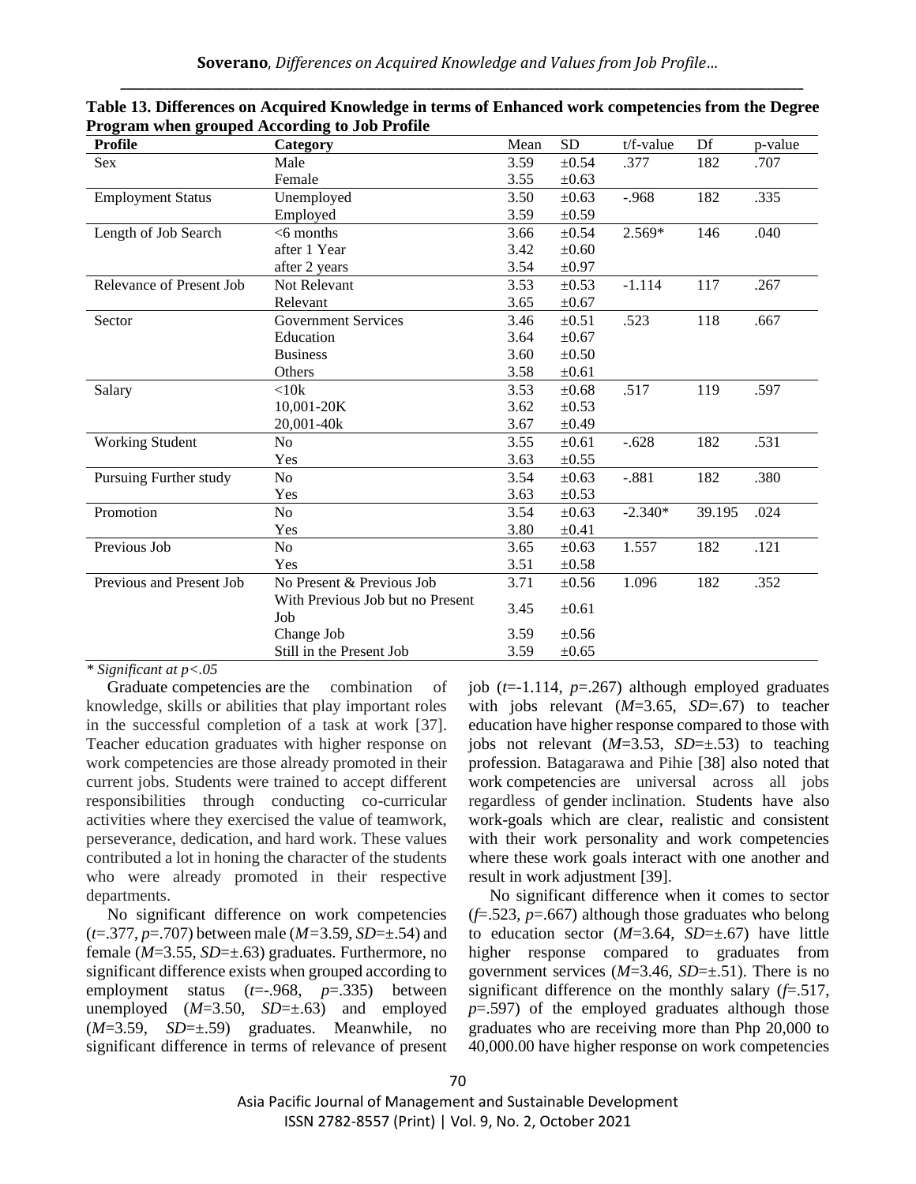**Table 13. Differences on Acquired Knowledge in terms of Enhanced work competencies from the Degree Program when grouped According to Job Profile**

| Profile | Category | Mean | SD | t/f-value | Df | p-value |
|---|---|---|---|---|---|---|
| Sex | Male | 3.59 | ±0.54 | .377 | 182 | .707 |
| | Female | 3.55 | ±0.63 | | | |
| Employment Status | Unemployed | 3.50 | ±0.63 | -.968 | 182 | .335 |
| | Employed | 3.59 | ±0.59 | | | |
| Length of Job Search | <6 months | 3.66 | ±0.54 | 2.569* | 146 | .040 |
| | after 1 Year | 3.42 | ±0.60 | | | |
| | after 2 years | 3.54 | ±0.97 | | | |
| Relevance of Present Job | Not Relevant | 3.53 | ±0.53 | -1.114 | 117 | .267 |
| | Relevant | 3.65 | ±0.67 | | | |
| Sector | Government Services | 3.46 | ±0.51 | .523 | 118 | .667 |
| | Education | 3.64 | ±0.67 | | | |
| | Business | 3.60 | ±0.50 | | | |
| | Others | 3.58 | ±0.61 | | | |
| Salary | <10k | 3.53 | ±0.68 | .517 | 119 | .597 |
| | 10,001-20K | 3.62 | ±0.53 | | | |
| | 20,001-40k | 3.67 | ±0.49 | | | |
| Working Student | No | 3.55 | ±0.61 | -.628 | 182 | .531 |
| | Yes | 3.63 | ±0.55 | | | |
| Pursuing Further study | No | 3.54 | ±0.63 | -.881 | 182 | .380 |
| | Yes | 3.63 | ±0.53 | | | |
| Promotion | No | 3.54 | ±0.63 | -2.340* | 39.195 | .024 |
| | Yes | 3.80 | ±0.41 | | | |
| Previous Job | No | 3.65 | ±0.63 | 1.557 | 182 | .121 |
| | Yes | 3.51 | ±0.58 | | | |
| Previous and Present Job | No Present & Previous Job | 3.71 | ±0.56 | 1.096 | 182 | .352 |
| | With Previous Job but no Present Job | 3.45 | ±0.61 | | | |
| | Change Job | 3.59 | ±0.56 | | | |
| | Still in the Present Job | 3.59 | ±0.65 | | | |

*\* Significant at p<.05*

Graduate competencies are the combination of knowledge, skills or abilities that play important roles in the successful completion of a task at work [37]. Teacher education graduates with higher response on work competencies are those already promoted in their current jobs. Students were trained to accept different responsibilities through conducting co-curricular activities where they exercised the value of teamwork, perseverance, dedication, and hard work. These values contributed a lot in honing the character of the students who were already promoted in their respective departments.

No significant difference on work competencies (*t*=.377, *p*=.707) between male (*M*=3.59, *SD*=±.54) and female (*M*=3.55, *SD*=±.63) graduates. Furthermore, no significant difference exists when grouped according to employment status (*t*=-.968, *p*=.335) between unemployed (*M*=3.50, *SD*=±.63) and employed (*M*=3.59, *SD*=±.59) graduates. Meanwhile, no significant difference in terms of relevance of present job (*t*=-1.114, *p*=.267) although employed graduates with jobs relevant (*M*=3.65, *SD*=.67) to teacher education have higher response compared to those with jobs not relevant (*M*=3.53, *SD*=±.53) to teaching profession. Batagarawa and Pihie [38] also noted that work competencies are universal across all jobs regardless of gender inclination. Students have also work-goals which are clear, realistic and consistent with their work personality and work competencies where these work goals interact with one another and result in work adjustment [39].

No significant difference when it comes to sector (*f*=.523, *p*=.667) although those graduates who belong to education sector (*M*=3.64, *SD*=±.67) have little higher response compared to graduates from government services (*M*=3.46, *SD*=±.51). There is no significant difference on the monthly salary (*f*=.517, *p*=.597) of the employed graduates although those graduates who are receiving more than Php 20,000 to 40,000.00 have higher response on work competencies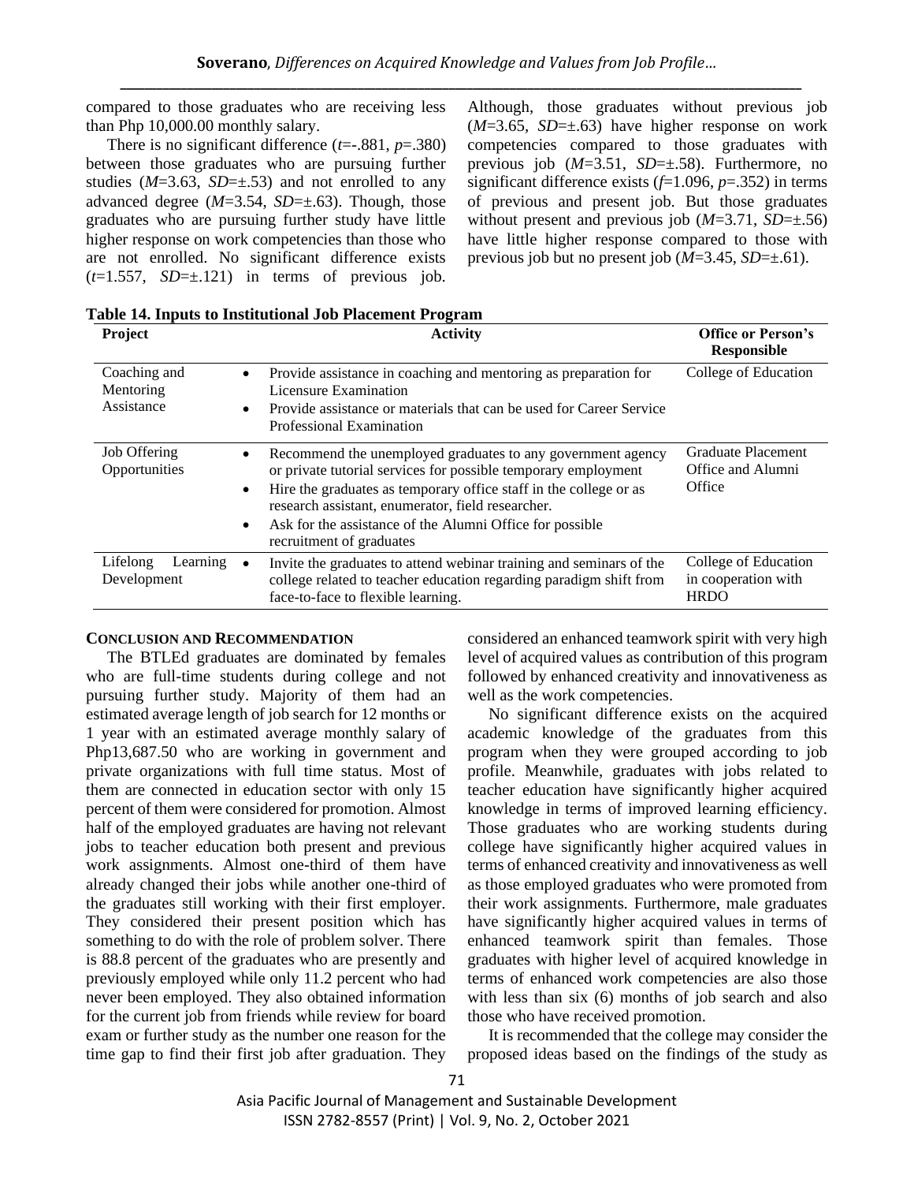compared to those graduates who are receiving less than Php 10,000.00 monthly salary.

There is no significant difference ($t$=-.881, $p$=.380) between those graduates who are pursuing further studies ($M$=3.63, $SD$=±.53) and not enrolled to any advanced degree ($M$=3.54, $SD$=±.63). Though, those graduates who are pursuing further study have little higher response on work competencies than those who are not enrolled. No significant difference exists ($t$=1.557, $SD$=±.121) in terms of previous job. Although, those graduates without previous job ($M$=3.65, $SD$=±.63) have higher response on work competencies compared to those graduates with previous job ($M$=3.51, $SD$=±.58). Furthermore, no significant difference exists ($f$=1.096, $p$=.352) in terms of previous and present job. But those graduates without present and previous job ($M$=3.71, $SD$=±.56) have little higher response compared to those with previous job but no present job ($M$=3.45, $SD$=±.61).

**Table 14. Inputs to Institutional Job Placement Program**

| Project | Activity | Office or Person's Responsible |
|---|---|---|
| Coaching and Mentoring Assistance | • Provide assistance in coaching and mentoring as preparation for Licensure Examination<br>• Provide assistance or materials that can be used for Career Service Professional Examination | College of Education |
| Job Offering Opportunities | • Recommend the unemployed graduates to any government agency or private tutorial services for possible temporary employment<br>• Hire the graduates as temporary office staff in the college or as research assistant, enumerator, field researcher.<br>• Ask for the assistance of the Alumni Office for possible recruitment of graduates | Graduate Placement Office and Alumni Office |
| Lifelong Learning Development | • Invite the graduates to attend webinar training and seminars of the college related to teacher education regarding paradigm shift from face-to-face to flexible learning. | College of Education in cooperation with HRDO |

## CONCLUSION AND RECOMMENDATION

The BTLEd graduates are dominated by females who are full-time students during college and not pursuing further study. Majority of them had an estimated average length of job search for 12 months or 1 year with an estimated average monthly salary of Php13,687.50 who are working in government and private organizations with full time status. Most of them are connected in education sector with only 15 percent of them were considered for promotion. Almost half of the employed graduates are having not relevant jobs to teacher education both present and previous work assignments. Almost one-third of them have already changed their jobs while another one-third of the graduates still working with their first employer. They considered their present position which has something to do with the role of problem solver. There is 88.8 percent of the graduates who are presently and previously employed while only 11.2 percent who had never been employed. They also obtained information for the current job from friends while review for board exam or further study as the number one reason for the time gap to find their first job after graduation. They considered an enhanced teamwork spirit with very high level of acquired values as contribution of this program followed by enhanced creativity and innovativeness as well as the work competencies.

No significant difference exists on the acquired academic knowledge of the graduates from this program when they were grouped according to job profile. Meanwhile, graduates with jobs related to teacher education have significantly higher acquired knowledge in terms of improved learning efficiency. Those graduates who are working students during college have significantly higher acquired values in terms of enhanced creativity and innovativeness as well as those employed graduates who were promoted from their work assignments. Furthermore, male graduates have significantly higher acquired values in terms of enhanced teamwork spirit than females. Those graduates with higher level of acquired knowledge in terms of enhanced work competencies are also those with less than six (6) months of job search and also those who have received promotion.

It is recommended that the college may consider the proposed ideas based on the findings of the study as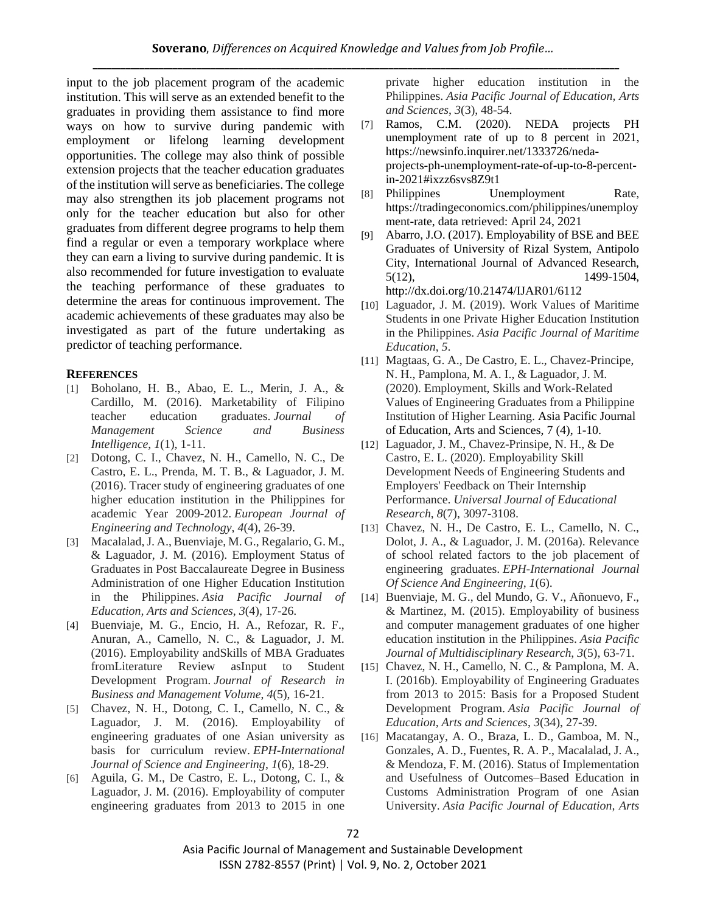input to the job placement program of the academic institution. This will serve as an extended benefit to the graduates in providing them assistance to find more ways on how to survive during pandemic with employment or lifelong learning development opportunities. The college may also think of possible extension projects that the teacher education graduates of the institution will serve as beneficiaries. The college may also strengthen its job placement programs not only for the teacher education but also for other graduates from different degree programs to help them find a regular or even a temporary workplace where they can earn a living to survive during pandemic. It is also recommended for future investigation to evaluate the teaching performance of these graduates to determine the areas for continuous improvement. The academic achievements of these graduates may also be investigated as part of the future undertaking as predictor of teaching performance.

## REFERENCES

[1] Boholano, H. B., Abao, E. L., Merin, J. A., & Cardillo, M. (2016). Marketability of Filipino teacher education graduates. *Journal of Management Science and Business Intelligence*, *1*(1), 1-11.

[2] Dotong, C. I., Chavez, N. H., Camello, N. C., De Castro, E. L., Prenda, M. T. B., & Laguador, J. M. (2016). Tracer study of engineering graduates of one higher education institution in the Philippines for academic Year 2009-2012. *European Journal of Engineering and Technology*, *4*(4), 26-39.

[3] Macalalad, J. A., Buenviaje, M. G., Regalario, G. M., & Laguador, J. M. (2016). Employment Status of Graduates in Post Baccalaureate Degree in Business Administration of one Higher Education Institution in the Philippines. *Asia Pacific Journal of Education, Arts and Sciences*, *3*(4), 17-26.

[4] Buenviaje, M. G., Encio, H. A., Refozar, R. F., Anuran, A., Camello, N. C., & Laguador, J. M. (2016). Employability andSkills of MBA Graduates fromLiterature Review asInput to Student Development Program. *Journal of Research in Business and Management Volume*, *4*(5), 16-21.

[5] Chavez, N. H., Dotong, C. I., Camello, N. C., & Laguador, J. M. (2016). Employability of engineering graduates of one Asian university as basis for curriculum review. *EPH-International Journal of Science and Engineering*, *1*(6), 18-29.

[6] Aguila, G. M., De Castro, E. L., Dotong, C. I., & Laguador, J. M. (2016). Employability of computer engineering graduates from 2013 to 2015 in one private higher education institution in the Philippines. *Asia Pacific Journal of Education, Arts and Sciences*, *3*(3), 48-54.

[7] Ramos, C.M. (2020). NEDA projects PH unemployment rate of up to 8 percent in 2021, https://newsinfo.inquirer.net/1333726/neda-projects-ph-unemployment-rate-of-up-to-8-percent-in-2021#ixzz6svs8Z9t1

[8] Philippines Unemployment Rate, https://tradingeconomics.com/philippines/unemployment-rate, data retrieved: April 24, 2021

[9] Abarro, J.O. (2017). Employability of BSE and BEE Graduates of University of Rizal System, Antipolo City, International Journal of Advanced Research, 5(12), 1499-1504, http://dx.doi.org/10.21474/IJAR01/6112

[10] Laguador, J. M. (2019). Work Values of Maritime Students in one Private Higher Education Institution in the Philippines. *Asia Pacific Journal of Maritime Education*, *5*.

[11] Magtaas, G. A., De Castro, E. L., Chavez-Principe, N. H., Pamplona, M. A. I., & Laguador, J. M. (2020). Employment, Skills and Work-Related Values of Engineering Graduates from a Philippine Institution of Higher Learning. Asia Pacific Journal of Education, Arts and Sciences, 7 (4), 1-10.

[12] Laguador, J. M., Chavez-Prinsipe, N. H., & De Castro, E. L. (2020). Employability Skill Development Needs of Engineering Students and Employers' Feedback on Their Internship Performance. *Universal Journal of Educational Research*, *8*(7), 3097-3108.

[13] Chavez, N. H., De Castro, E. L., Camello, N. C., Dolot, J. A., & Laguador, J. M. (2016a). Relevance of school related factors to the job placement of engineering graduates. *EPH-International Journal Of Science And Engineering*, *1*(6).

[14] Buenviaje, M. G., del Mundo, G. V., Añonuevo, F., & Martinez, M. (2015). Employability of business and computer management graduates of one higher education institution in the Philippines. *Asia Pacific Journal of Multidisciplinary Research*, *3*(5), 63-71.

[15] Chavez, N. H., Camello, N. C., & Pamplona, M. A. I. (2016b). Employability of Engineering Graduates from 2013 to 2015: Basis for a Proposed Student Development Program. *Asia Pacific Journal of Education, Arts and Sciences*, *3*(34), 27-39.

[16] Macatangay, A. O., Braza, L. D., Gamboa, M. N., Gonzales, A. D., Fuentes, R. A. P., Macalalad, J. A., & Mendoza, F. M. (2016). Status of Implementation and Usefulness of Outcomes–Based Education in Customs Administration Program of one Asian University. *Asia Pacific Journal of Education, Arts*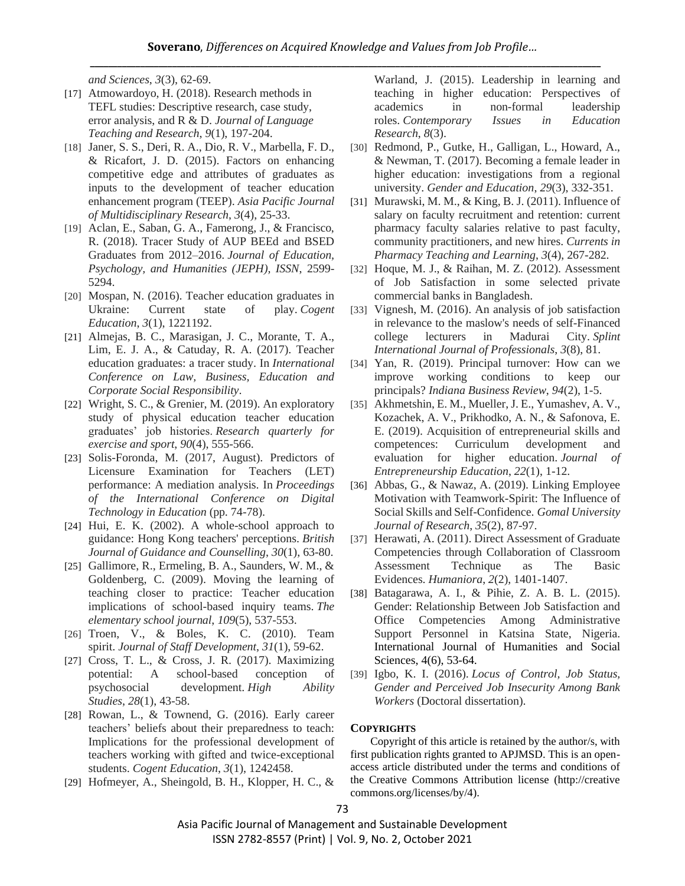and Sciences, *3*(3), 62-69.

[17] Atmowardoyo, H. (2018). Research methods in TEFL studies: Descriptive research, case study, error analysis, and R & D. *Journal of Language Teaching and Research*, *9*(1), 197-204.

[18] Janer, S. S., Deri, R. A., Dio, R. V., Marbella, F. D., & Ricafort, J. D. (2015). Factors on enhancing competitive edge and attributes of graduates as inputs to the development of teacher education enhancement program (TEEP). *Asia Pacific Journal of Multidisciplinary Research*, *3*(4), 25-33.

[19] Aclan, E., Saban, G. A., Famerong, J., & Francisco, R. (2018). Tracer Study of AUP BEEd and BSED Graduates from 2012–2016. *Journal of Education, Psychology, and Humanities (JEPH), ISSN*, 2599-5294.

[20] Mospan, N. (2016). Teacher education graduates in Ukraine: Current state of play. *Cogent Education*, *3*(1), 1221192.

[21] Almejas, B. C., Marasigan, J. C., Morante, T. A., Lim, E. J. A., & Catuday, R. A. (2017). Teacher education graduates: a tracer study. In *International Conference on Law, Business, Education and Corporate Social Responsibility*.

[22] Wright, S. C., & Grenier, M. (2019). An exploratory study of physical education teacher education graduates' job histories. *Research quarterly for exercise and sport*, *90*(4), 555-566.

[23] Solis-Foronda, M. (2017, August). Predictors of Licensure Examination for Teachers (LET) performance: A mediation analysis. In *Proceedings of the International Conference on Digital Technology in Education* (pp. 74-78).

[24] Hui, E. K. (2002). A whole-school approach to guidance: Hong Kong teachers' perceptions. *British Journal of Guidance and Counselling*, *30*(1), 63-80.

[25] Gallimore, R., Ermeling, B. A., Saunders, W. M., & Goldenberg, C. (2009). Moving the learning of teaching closer to practice: Teacher education implications of school-based inquiry teams. *The elementary school journal*, *109*(5), 537-553.

[26] Troen, V., & Boles, K. C. (2010). Team spirit. *Journal of Staff Development*, *31*(1), 59-62.

[27] Cross, T. L., & Cross, J. R. (2017). Maximizing potential: A school-based conception of psychosocial development. *High Ability Studies*, *28*(1), 43-58.

[28] Rowan, L., & Townend, G. (2016). Early career teachers' beliefs about their preparedness to teach: Implications for the professional development of teachers working with gifted and twice-exceptional students. *Cogent Education*, *3*(1), 1242458.

[29] Hofmeyer, A., Sheingold, B. H., Klopper, H. C., & Warland, J. (2015). Leadership in learning and teaching in higher education: Perspectives of academics in non-formal leadership roles. *Contemporary Issues in Education Research*, *8*(3).

[30] Redmond, P., Gutke, H., Galligan, L., Howard, A., & Newman, T. (2017). Becoming a female leader in higher education: investigations from a regional university. *Gender and Education*, *29*(3), 332-351.

[31] Murawski, M. M., & King, B. J. (2011). Influence of salary on faculty recruitment and retention: current pharmacy faculty salaries relative to past faculty, community practitioners, and new hires. *Currents in Pharmacy Teaching and Learning*, *3*(4), 267-282.

[32] Hoque, M. J., & Raihan, M. Z. (2012). Assessment of Job Satisfaction in some selected private commercial banks in Bangladesh.

[33] Vignesh, M. (2016). An analysis of job satisfaction in relevance to the maslow's needs of self-Financed college lecturers in Madurai City. *Splint International Journal of Professionals*, *3*(8), 81.

[34] Yan, R. (2019). Principal turnover: How can we improve working conditions to keep our principals? *Indiana Business Review*, *94*(2), 1-5.

[35] Akhmetshin, E. M., Mueller, J. E., Yumashev, A. V., Kozachek, A. V., Prikhodko, A. N., & Safonova, E. E. (2019). Acquisition of entrepreneurial skills and competences: Curriculum development and evaluation for higher education. *Journal of Entrepreneurship Education*, *22*(1), 1-12.

[36] Abbas, G., & Nawaz, A. (2019). Linking Employee Motivation with Teamwork-Spirit: The Influence of Social Skills and Self-Confidence. *Gomal University Journal of Research*, *35*(2), 87-97.

[37] Herawati, A. (2011). Direct Assessment of Graduate Competencies through Collaboration of Classroom Assessment Technique as The Basic Evidences. *Humaniora*, *2*(2), 1401-1407.

[38] Batagarawa, A. I., & Pihie, Z. A. B. L. (2015). Gender: Relationship Between Job Satisfaction and Office Competencies Among Administrative Support Personnel in Katsina State, Nigeria. International Journal of Humanities and Social Sciences, 4(6), 53-64.

[39] Igbo, K. I. (2016). *Locus of Control, Job Status, Gender and Perceived Job Insecurity Among Bank Workers* (Doctoral dissertation).

## COPYRIGHTS

Copyright of this article is retained by the author/s, with first publication rights granted to APJMSD. This is an open-access article distributed under the terms and conditions of the Creative Commons Attribution license (http://creative commons.org/licenses/by/4).